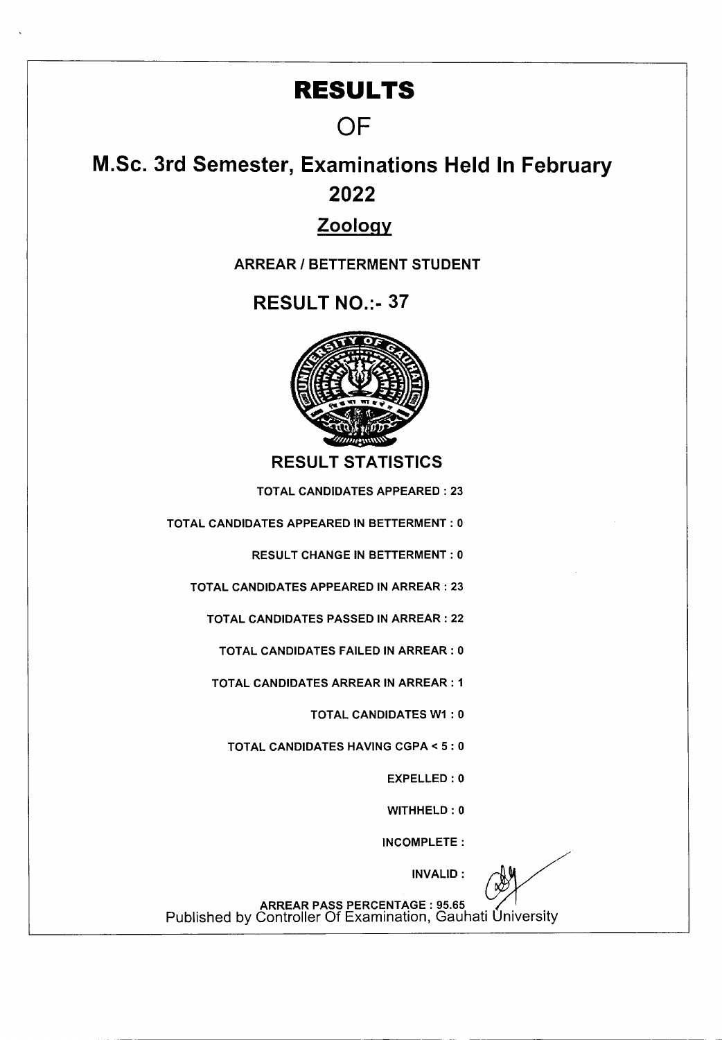# RESULTS

## OF

## M.Sc. 3rd Semester, Examinations Held In February 2022

### Zoology

**ARREAR / BETTERMENT STUDENT**

### RESULT NO.:- 37

### RESULT STATISTICS

TOTAL CANDIDATES APPEARED : 23

TOTAL CANDIDATES APPEARED IN BETTERMENT : 0

RESULT CHANGE IN BETTERMENT : 0

TOTAL CANDIDATES APPEARED IN ARREAR : 23

TOTAL CANDIDATES PASSED IN ARREAR : 22

TOTAL CANDIDATES FAILED IN ARREAR : 0

TOTAL CANDIDATES ARREAR IN ARREAR : 1

TOTAL CANDIDATES W1 : 0

TOTAL CANDIDATES HAVING CGPA < 5 : 0

EXPELLED : 0

WITHHELD : 0

INCOMPLETE :

INVALID :

ARREAR PASS PERCENTAGE : 95.65

Published by Controller Of Examination, Gauhati University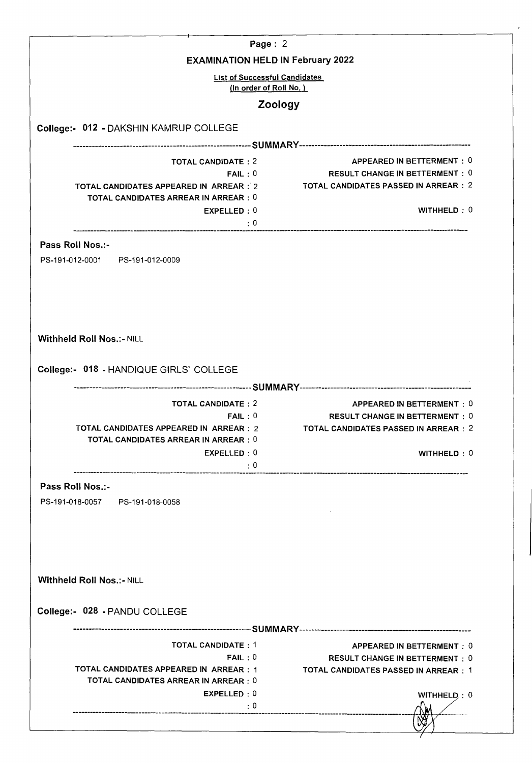## EXAMINATION HELD IN February 2022

List of Successful Candidates
(In order of Roll No. )

## Zoology

### College:- 012 - DAKSHIN KAMRUP COLLEGE

---------------------------------------------------------SUMMARY---------------------------------------------------------

| | | | |
|---|---|---|---|
| TOTAL CANDIDATE : | 2 | APPEARED IN BETTERMENT : | 0 |
| FAIL : | 0 | RESULT CHANGE IN BETTERMENT : | 0 |
| TOTAL CANDIDATES APPEARED IN ARREAR : | 2 | TOTAL CANDIDATES PASSED IN ARREAR : | 2 |
| TOTAL CANDIDATES ARREAR IN ARREAR : | 0 | | |
| EXPELLED : | 0 | WITHHELD : | 0 |
| : | 0 | | |

**Pass Roll Nos.:-**

PS-191-012-0001 PS-191-012-0009

**Withheld Roll Nos.:-** NILL

### College:- 018 - HANDIQUE GIRLS' COLLEGE

---------------------------------------------------------SUMMARY---------------------------------------------------------

| | | | |
|---|---|---|---|
| TOTAL CANDIDATE : | 2 | APPEARED IN BETTERMENT : | 0 |
| FAIL : | 0 | RESULT CHANGE IN BETTERMENT : | 0 |
| TOTAL CANDIDATES APPEARED IN ARREAR : | 2 | TOTAL CANDIDATES PASSED IN ARREAR : | 2 |
| TOTAL CANDIDATES ARREAR IN ARREAR : | 0 | | |
| EXPELLED : | 0 | WITHHELD : | 0 |
| : | 0 | | |

**Pass Roll Nos.:-**

PS-191-018-0057 PS-191-018-0058

**Withheld Roll Nos.:-** NILL

### College:- 028 - PANDU COLLEGE

---------------------------------------------------------SUMMARY---------------------------------------------------------

| | | | |
|---|---|---|---|
| TOTAL CANDIDATE : | 1 | APPEARED IN BETTERMENT : | 0 |
| FAIL : | 0 | RESULT CHANGE IN BETTERMENT : | 0 |
| TOTAL CANDIDATES APPEARED IN ARREAR : | 1 | TOTAL CANDIDATES PASSED IN ARREAR : | 1 |
| TOTAL CANDIDATES ARREAR IN ARREAR : | 0 | | |
| EXPELLED : | 0 | WITHHELD : | 0 |
| : | 0 | | |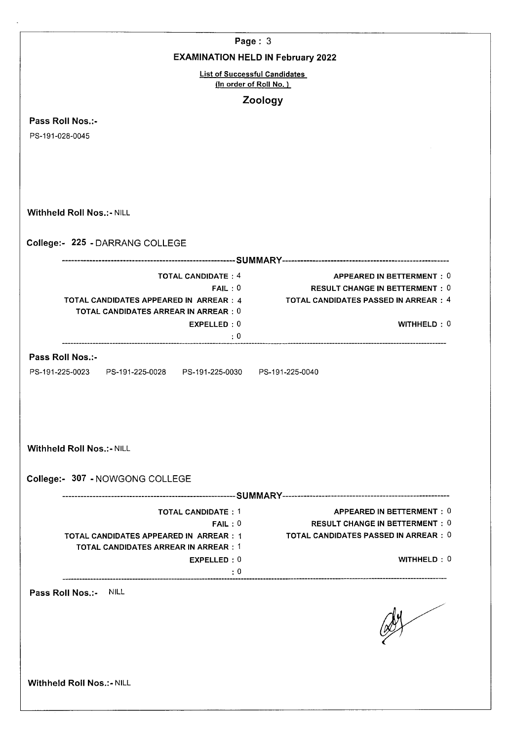**EXAMINATION HELD IN February 2022**

List of Successful Candidates
(In order of Roll No.)

## Zoology

**Pass Roll Nos.:-**

PS-191-028-0045

**Withheld Roll Nos.:-** NILL

### College:- 225 - DARRANG COLLEGE

-------------------- SUMMARY --------------------

| | | | |
|---|---|---|---|
| TOTAL CANDIDATE : | 4 | APPEARED IN BETTERMENT : | 0 |
| FAIL : | 0 | RESULT CHANGE IN BETTERMENT : | 0 |
| TOTAL CANDIDATES APPEARED IN ARREAR : | 4 | TOTAL CANDIDATES PASSED IN ARREAR : | 4 |
| TOTAL CANDIDATES ARREAR IN ARREAR : | 0 | | |
| EXPELLED : | 0 | WITHHELD : | 0 |
| : | 0 | | |

**Pass Roll Nos.:-**

PS-191-225-0023 PS-191-225-0028 PS-191-225-0030 PS-191-225-0040

**Withheld Roll Nos.:-** NILL

### College:- 307 - NOWGONG COLLEGE

-------------------- SUMMARY --------------------

| | | | |
|---|---|---|---|
| TOTAL CANDIDATE : | 1 | APPEARED IN BETTERMENT : | 0 |
| FAIL : | 0 | RESULT CHANGE IN BETTERMENT : | 0 |
| TOTAL CANDIDATES APPEARED IN ARREAR : | 1 | TOTAL CANDIDATES PASSED IN ARREAR : | 0 |
| TOTAL CANDIDATES ARREAR IN ARREAR : | 1 | | |
| EXPELLED : | 0 | WITHHELD : | 0 |
| : | 0 | | |

**Pass Roll Nos.:-** NILL

**Withheld Roll Nos.:-** NILL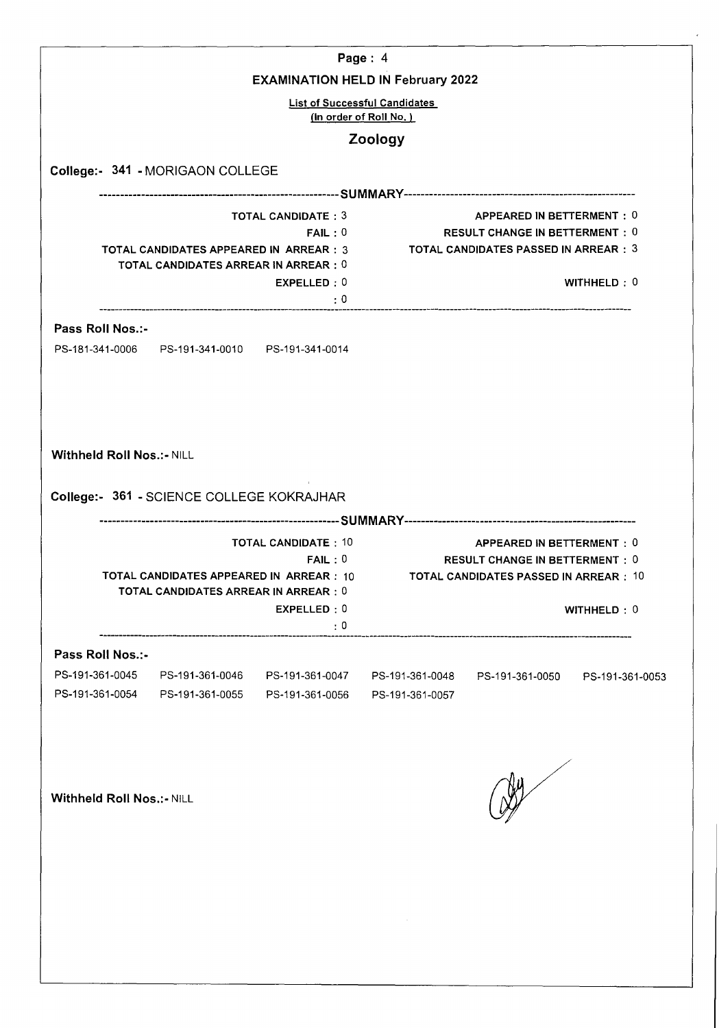**EXAMINATION HELD IN February 2022**

**List of Successful Candidates**
**(In order of Roll No.)**

## Zoology

### College:- 341 - MORIGAON COLLEGE

---SUMMARY---

| | |
|---|---|
| TOTAL CANDIDATE : 3 | APPEARED IN BETTERMENT : 0 |
| FAIL : 0 | RESULT CHANGE IN BETTERMENT : 0 |
| TOTAL CANDIDATES APPEARED IN ARREAR : 3 | TOTAL CANDIDATES PASSED IN ARREAR : 3 |
| TOTAL CANDIDATES ARREAR IN ARREAR : 0 | |
| EXPELLED : 0 | WITHHELD : 0 |
| : 0 | |

**Pass Roll Nos.:-**

PS-181-341-0006 PS-191-341-0010 PS-191-341-0014

**Withheld Roll Nos.:-** NILL

### College:- 361 - SCIENCE COLLEGE KOKRAJHAR

---SUMMARY---

| | |
|---|---|
| TOTAL CANDIDATE : 10 | APPEARED IN BETTERMENT : 0 |
| FAIL : 0 | RESULT CHANGE IN BETTERMENT : 0 |
| TOTAL CANDIDATES APPEARED IN ARREAR : 10 | TOTAL CANDIDATES PASSED IN ARREAR : 10 |
| TOTAL CANDIDATES ARREAR IN ARREAR : 0 | |
| EXPELLED : 0 | WITHHELD : 0 |
| : 0 | |

**Pass Roll Nos.:-**

PS-191-361-0045 PS-191-361-0046 PS-191-361-0047 PS-191-361-0048 PS-191-361-0050 PS-191-361-0053
PS-191-361-0054 PS-191-361-0055 PS-191-361-0056 PS-191-361-0057

**Withheld Roll Nos.:-** NILL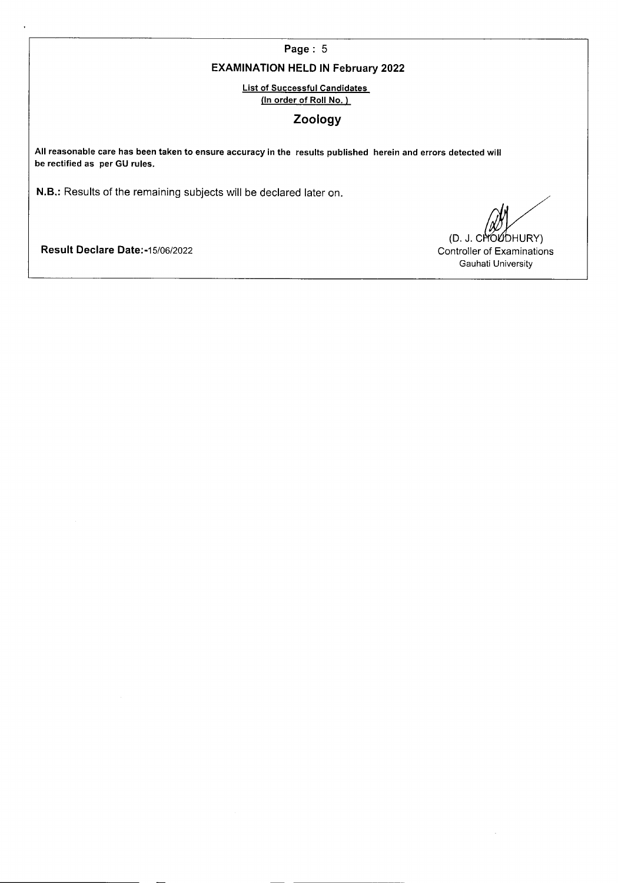**EXAMINATION HELD IN February 2022**

**List of Successful Candidates**
**(In order of Roll No.)**

## Zoology

**All reasonable care has been taken to ensure accuracy in the results published herein and errors detected will be rectified as per GU rules.**

**N.B.:** Results of the remaining subjects will be declared later on.

**Result Declare Date:-**15/06/2022

(D. J. CHOUDHURY)
Controller of Examinations
Gauhati University